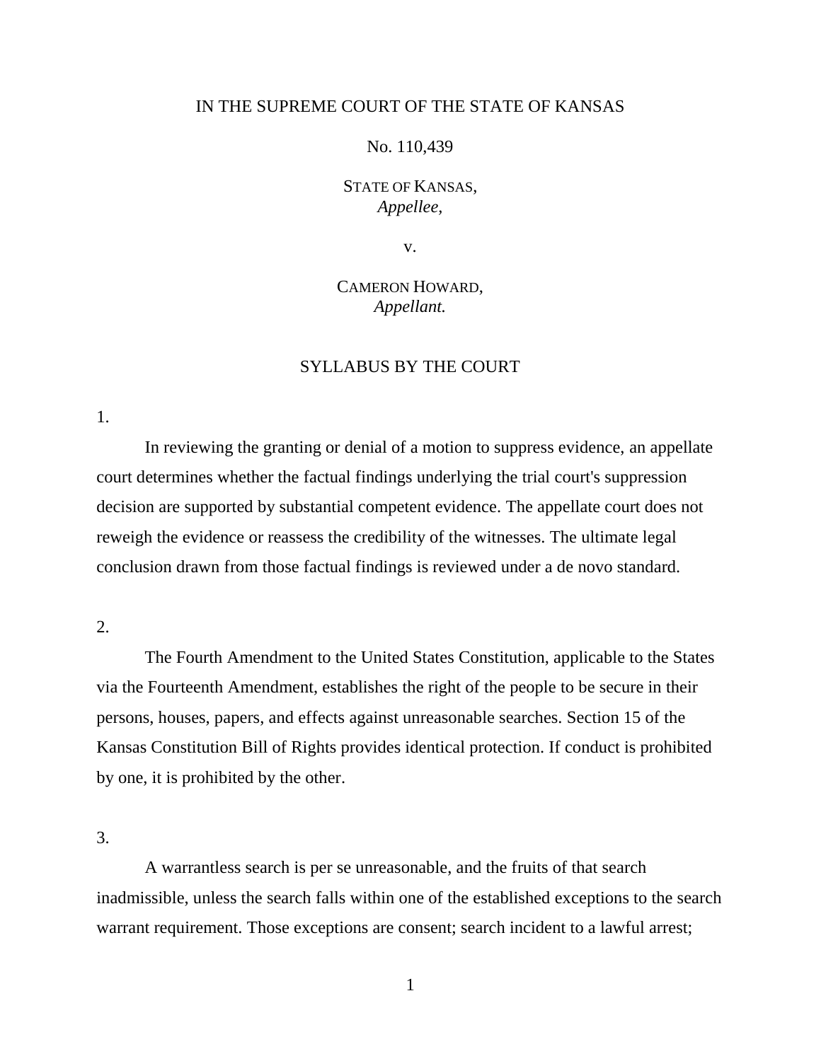IN THE SUPREME COURT OF THE STATE OF KANSAS

No. 110,439

STATE OF KANSAS,
*Appellee,*

v.

CAMERON HOWARD,
*Appellant.*

## SYLLABUS BY THE COURT

1.

In reviewing the granting or denial of a motion to suppress evidence, an appellate court determines whether the factual findings underlying the trial court's suppression decision are supported by substantial competent evidence. The appellate court does not reweigh the evidence or reassess the credibility of the witnesses. The ultimate legal conclusion drawn from those factual findings is reviewed under a de novo standard.

2.

The Fourth Amendment to the United States Constitution, applicable to the States via the Fourteenth Amendment, establishes the right of the people to be secure in their persons, houses, papers, and effects against unreasonable searches. Section 15 of the Kansas Constitution Bill of Rights provides identical protection. If conduct is prohibited by one, it is prohibited by the other.

3.

A warrantless search is per se unreasonable, and the fruits of that search inadmissible, unless the search falls within one of the established exceptions to the search warrant requirement. Those exceptions are consent; search incident to a lawful arrest;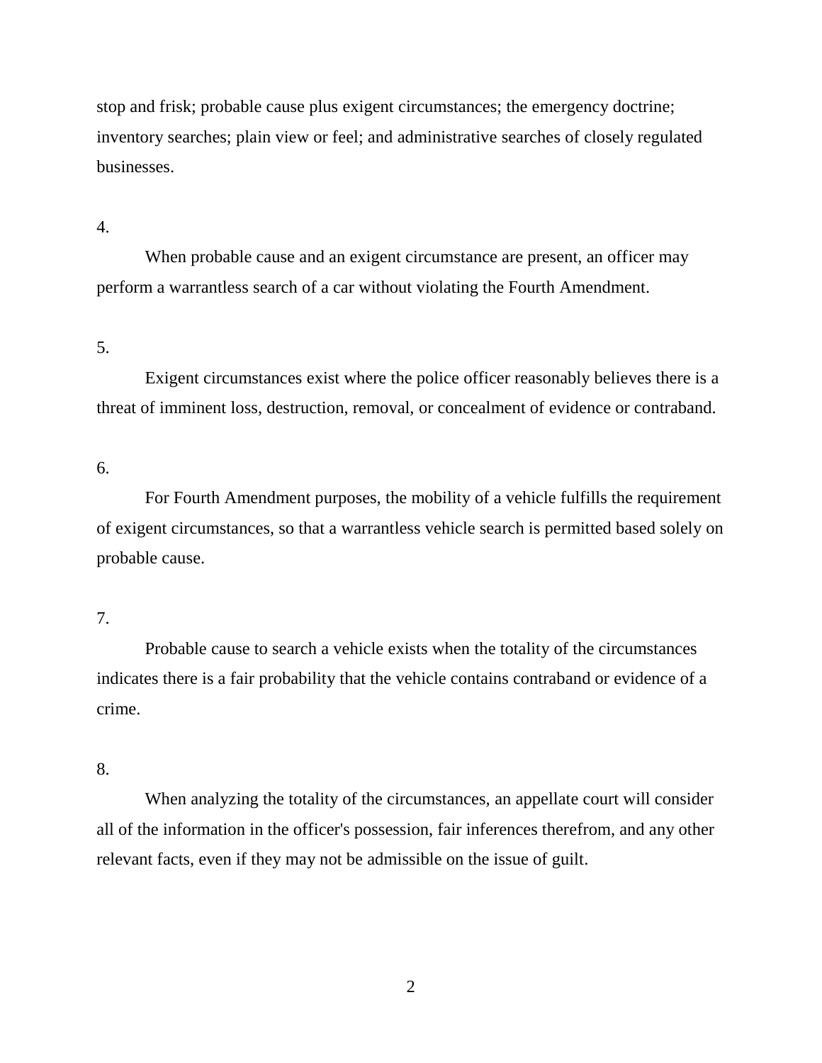stop and frisk; probable cause plus exigent circumstances; the emergency doctrine; inventory searches; plain view or feel; and administrative searches of closely regulated businesses.

4.

When probable cause and an exigent circumstance are present, an officer may perform a warrantless search of a car without violating the Fourth Amendment.

5.

Exigent circumstances exist where the police officer reasonably believes there is a threat of imminent loss, destruction, removal, or concealment of evidence or contraband.

6.

For Fourth Amendment purposes, the mobility of a vehicle fulfills the requirement of exigent circumstances, so that a warrantless vehicle search is permitted based solely on probable cause.

7.

Probable cause to search a vehicle exists when the totality of the circumstances indicates there is a fair probability that the vehicle contains contraband or evidence of a crime.

8.

When analyzing the totality of the circumstances, an appellate court will consider all of the information in the officer's possession, fair inferences therefrom, and any other relevant facts, even if they may not be admissible on the issue of guilt.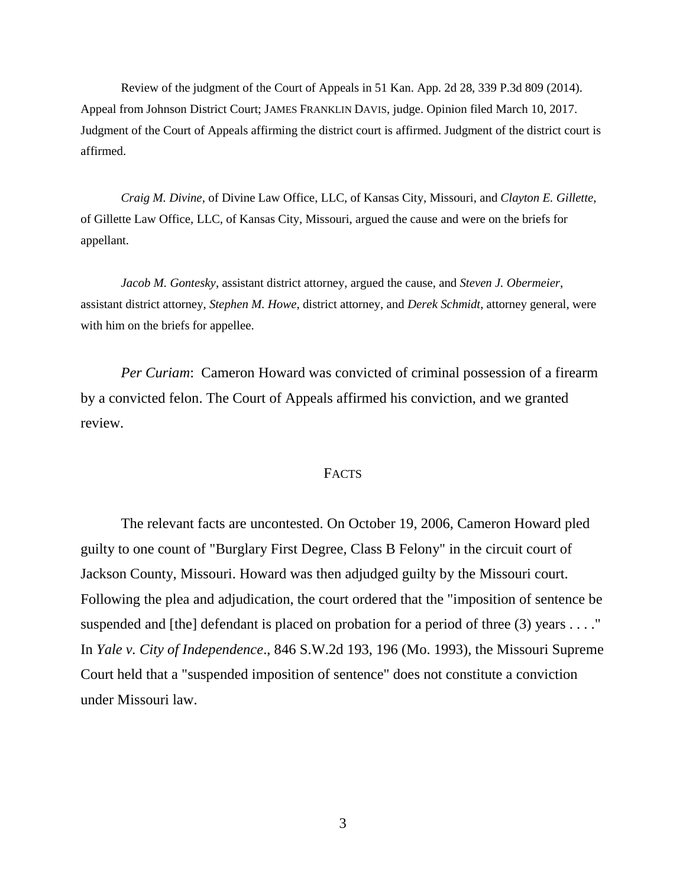Review of the judgment of the Court of Appeals in 51 Kan. App. 2d 28, 339 P.3d 809 (2014). Appeal from Johnson District Court; JAMES FRANKLIN DAVIS, judge. Opinion filed March 10, 2017. Judgment of the Court of Appeals affirming the district court is affirmed. Judgment of the district court is affirmed.

*Craig M. Divine*, of Divine Law Office, LLC, of Kansas City, Missouri, and *Clayton E. Gillette*, of Gillette Law Office, LLC, of Kansas City, Missouri, argued the cause and were on the briefs for appellant.

*Jacob M. Gontesky*, assistant district attorney, argued the cause, and *Steven J. Obermeier*, assistant district attorney, *Stephen M. Howe*, district attorney, and *Derek Schmidt*, attorney general, were with him on the briefs for appellee.

*Per Curiam*: Cameron Howard was convicted of criminal possession of a firearm by a convicted felon. The Court of Appeals affirmed his conviction, and we granted review.

## FACTS

The relevant facts are uncontested. On October 19, 2006, Cameron Howard pled guilty to one count of "Burglary First Degree, Class B Felony" in the circuit court of Jackson County, Missouri. Howard was then adjudged guilty by the Missouri court. Following the plea and adjudication, the court ordered that the "imposition of sentence be suspended and [the] defendant is placed on probation for a period of three (3) years . . . ." In *Yale v. City of Independence*., 846 S.W.2d 193, 196 (Mo. 1993), the Missouri Supreme Court held that a "suspended imposition of sentence" does not constitute a conviction under Missouri law.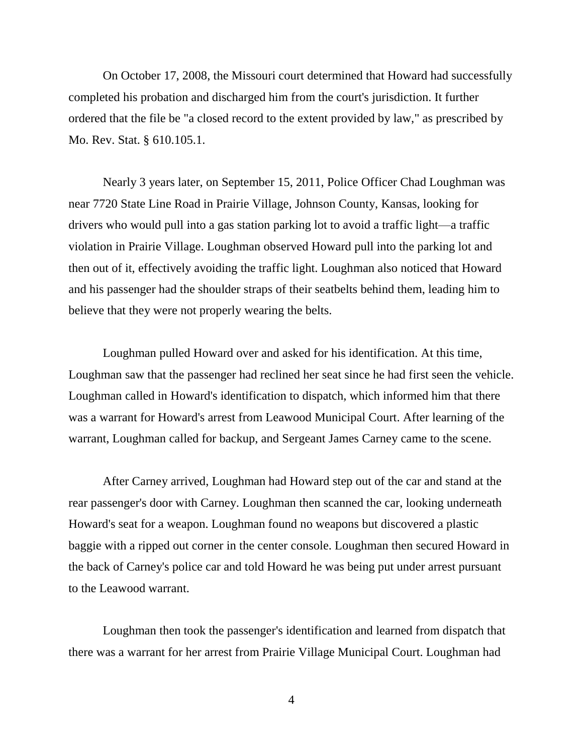On October 17, 2008, the Missouri court determined that Howard had successfully completed his probation and discharged him from the court's jurisdiction. It further ordered that the file be "a closed record to the extent provided by law," as prescribed by Mo. Rev. Stat. § 610.105.1.

Nearly 3 years later, on September 15, 2011, Police Officer Chad Loughman was near 7720 State Line Road in Prairie Village, Johnson County, Kansas, looking for drivers who would pull into a gas station parking lot to avoid a traffic light—a traffic violation in Prairie Village. Loughman observed Howard pull into the parking lot and then out of it, effectively avoiding the traffic light. Loughman also noticed that Howard and his passenger had the shoulder straps of their seatbelts behind them, leading him to believe that they were not properly wearing the belts.

Loughman pulled Howard over and asked for his identification. At this time, Loughman saw that the passenger had reclined her seat since he had first seen the vehicle. Loughman called in Howard's identification to dispatch, which informed him that there was a warrant for Howard's arrest from Leawood Municipal Court. After learning of the warrant, Loughman called for backup, and Sergeant James Carney came to the scene.

After Carney arrived, Loughman had Howard step out of the car and stand at the rear passenger's door with Carney. Loughman then scanned the car, looking underneath Howard's seat for a weapon. Loughman found no weapons but discovered a plastic baggie with a ripped out corner in the center console. Loughman then secured Howard in the back of Carney's police car and told Howard he was being put under arrest pursuant to the Leawood warrant.

Loughman then took the passenger's identification and learned from dispatch that there was a warrant for her arrest from Prairie Village Municipal Court. Loughman had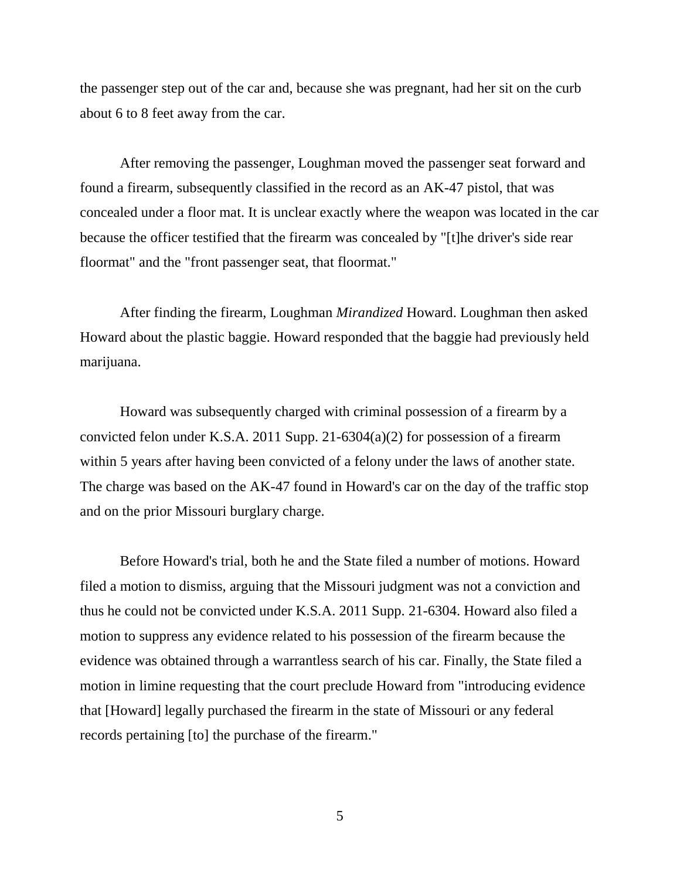the passenger step out of the car and, because she was pregnant, had her sit on the curb about 6 to 8 feet away from the car.

After removing the passenger, Loughman moved the passenger seat forward and found a firearm, subsequently classified in the record as an AK-47 pistol, that was concealed under a floor mat. It is unclear exactly where the weapon was located in the car because the officer testified that the firearm was concealed by "[t]he driver's side rear floormat" and the "front passenger seat, that floormat."

After finding the firearm, Loughman *Mirandized* Howard. Loughman then asked Howard about the plastic baggie. Howard responded that the baggie had previously held marijuana.

Howard was subsequently charged with criminal possession of a firearm by a convicted felon under K.S.A. 2011 Supp. 21-6304(a)(2) for possession of a firearm within 5 years after having been convicted of a felony under the laws of another state. The charge was based on the AK-47 found in Howard's car on the day of the traffic stop and on the prior Missouri burglary charge.

Before Howard's trial, both he and the State filed a number of motions. Howard filed a motion to dismiss, arguing that the Missouri judgment was not a conviction and thus he could not be convicted under K.S.A. 2011 Supp. 21-6304. Howard also filed a motion to suppress any evidence related to his possession of the firearm because the evidence was obtained through a warrantless search of his car. Finally, the State filed a motion in limine requesting that the court preclude Howard from "introducing evidence that [Howard] legally purchased the firearm in the state of Missouri or any federal records pertaining [to] the purchase of the firearm."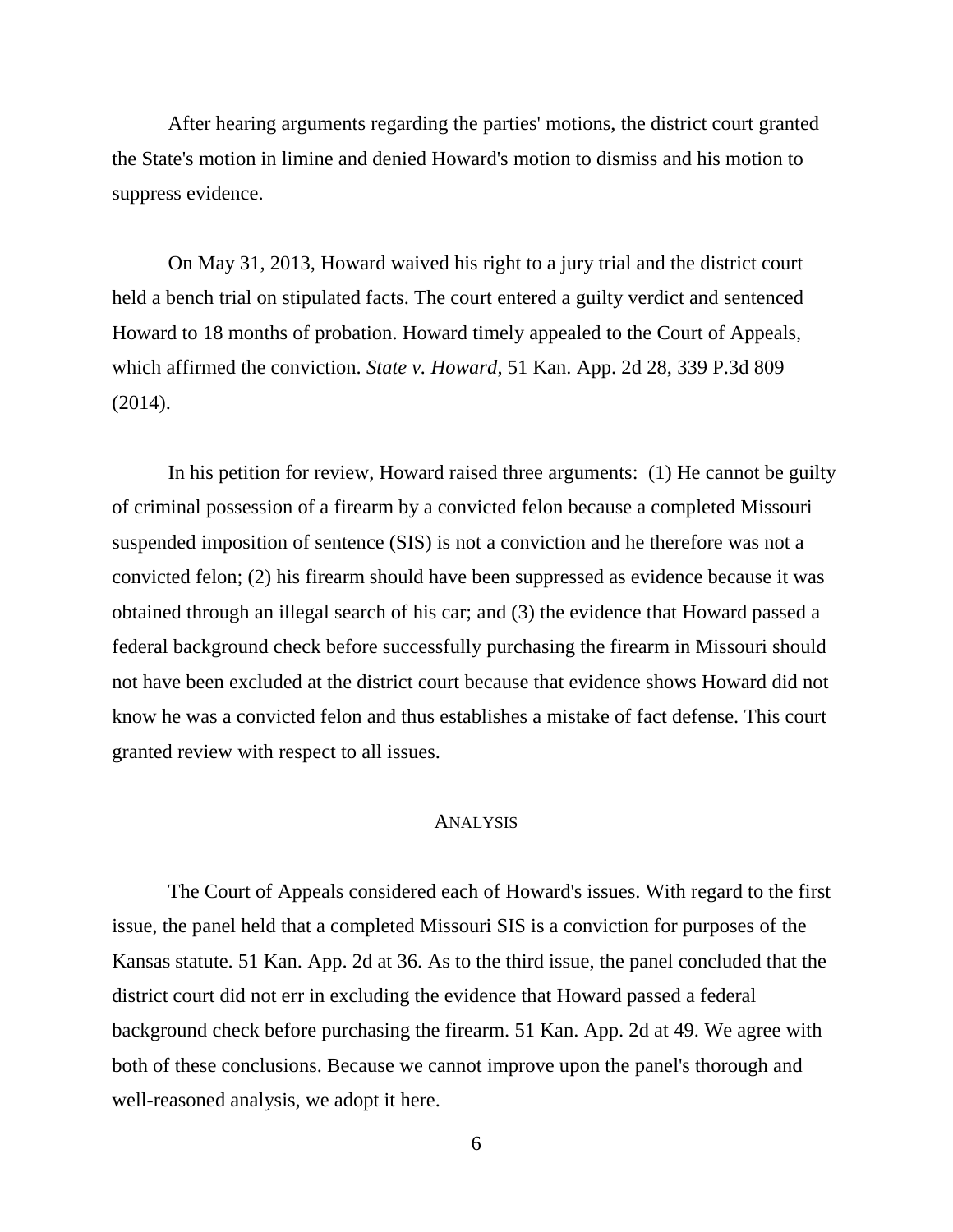After hearing arguments regarding the parties' motions, the district court granted the State's motion in limine and denied Howard's motion to dismiss and his motion to suppress evidence.

On May 31, 2013, Howard waived his right to a jury trial and the district court held a bench trial on stipulated facts. The court entered a guilty verdict and sentenced Howard to 18 months of probation. Howard timely appealed to the Court of Appeals, which affirmed the conviction. *State v. Howard*, 51 Kan. App. 2d 28, 339 P.3d 809 (2014).

In his petition for review, Howard raised three arguments: (1) He cannot be guilty of criminal possession of a firearm by a convicted felon because a completed Missouri suspended imposition of sentence (SIS) is not a conviction and he therefore was not a convicted felon; (2) his firearm should have been suppressed as evidence because it was obtained through an illegal search of his car; and (3) the evidence that Howard passed a federal background check before successfully purchasing the firearm in Missouri should not have been excluded at the district court because that evidence shows Howard did not know he was a convicted felon and thus establishes a mistake of fact defense. This court granted review with respect to all issues.

## ANALYSIS

The Court of Appeals considered each of Howard's issues. With regard to the first issue, the panel held that a completed Missouri SIS is a conviction for purposes of the Kansas statute. 51 Kan. App. 2d at 36. As to the third issue, the panel concluded that the district court did not err in excluding the evidence that Howard passed a federal background check before purchasing the firearm. 51 Kan. App. 2d at 49. We agree with both of these conclusions. Because we cannot improve upon the panel's thorough and well-reasoned analysis, we adopt it here.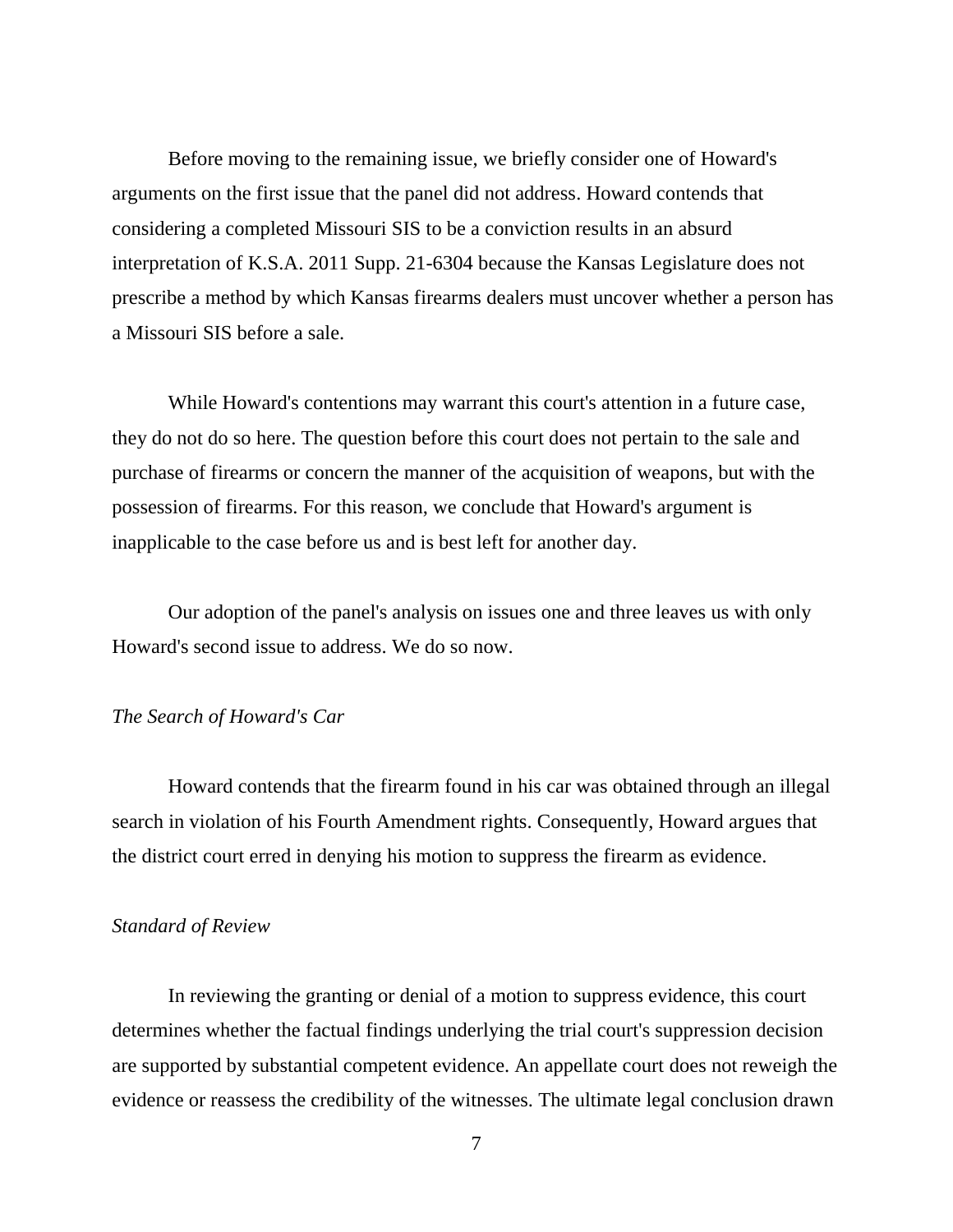Before moving to the remaining issue, we briefly consider one of Howard's arguments on the first issue that the panel did not address. Howard contends that considering a completed Missouri SIS to be a conviction results in an absurd interpretation of K.S.A. 2011 Supp. 21-6304 because the Kansas Legislature does not prescribe a method by which Kansas firearms dealers must uncover whether a person has a Missouri SIS before a sale.

While Howard's contentions may warrant this court's attention in a future case, they do not do so here. The question before this court does not pertain to the sale and purchase of firearms or concern the manner of the acquisition of weapons, but with the possession of firearms. For this reason, we conclude that Howard's argument is inapplicable to the case before us and is best left for another day.

Our adoption of the panel's analysis on issues one and three leaves us with only Howard's second issue to address. We do so now.

*The Search of Howard's Car*

Howard contends that the firearm found in his car was obtained through an illegal search in violation of his Fourth Amendment rights. Consequently, Howard argues that the district court erred in denying his motion to suppress the firearm as evidence.

*Standard of Review*

In reviewing the granting or denial of a motion to suppress evidence, this court determines whether the factual findings underlying the trial court's suppression decision are supported by substantial competent evidence. An appellate court does not reweigh the evidence or reassess the credibility of the witnesses. The ultimate legal conclusion drawn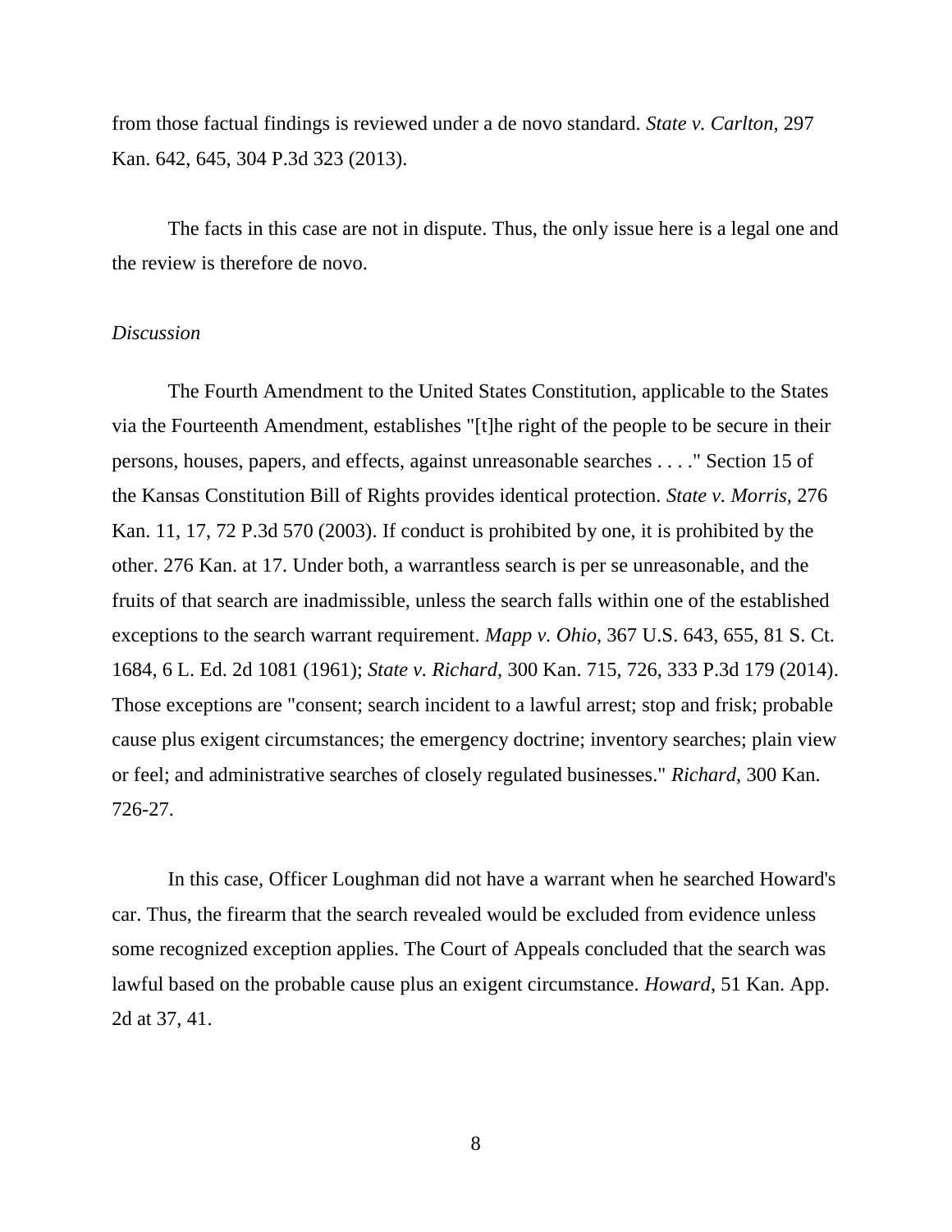from those factual findings is reviewed under a de novo standard. *State v. Carlton*, 297 Kan. 642, 645, 304 P.3d 323 (2013).

The facts in this case are not in dispute. Thus, the only issue here is a legal one and the review is therefore de novo.

*Discussion*

The Fourth Amendment to the United States Constitution, applicable to the States via the Fourteenth Amendment, establishes "[t]he right of the people to be secure in their persons, houses, papers, and effects, against unreasonable searches . . . ." Section 15 of the Kansas Constitution Bill of Rights provides identical protection. *State v. Morris*, 276 Kan. 11, 17, 72 P.3d 570 (2003). If conduct is prohibited by one, it is prohibited by the other. 276 Kan. at 17. Under both, a warrantless search is per se unreasonable, and the fruits of that search are inadmissible, unless the search falls within one of the established exceptions to the search warrant requirement. *Mapp v. Ohio*, 367 U.S. 643, 655, 81 S. Ct. 1684, 6 L. Ed. 2d 1081 (1961); *State v. Richard*, 300 Kan. 715, 726, 333 P.3d 179 (2014). Those exceptions are "consent; search incident to a lawful arrest; stop and frisk; probable cause plus exigent circumstances; the emergency doctrine; inventory searches; plain view or feel; and administrative searches of closely regulated businesses." *Richard*, 300 Kan. 726-27.

In this case, Officer Loughman did not have a warrant when he searched Howard's car. Thus, the firearm that the search revealed would be excluded from evidence unless some recognized exception applies. The Court of Appeals concluded that the search was lawful based on the probable cause plus an exigent circumstance. *Howard*, 51 Kan. App. 2d at 37, 41.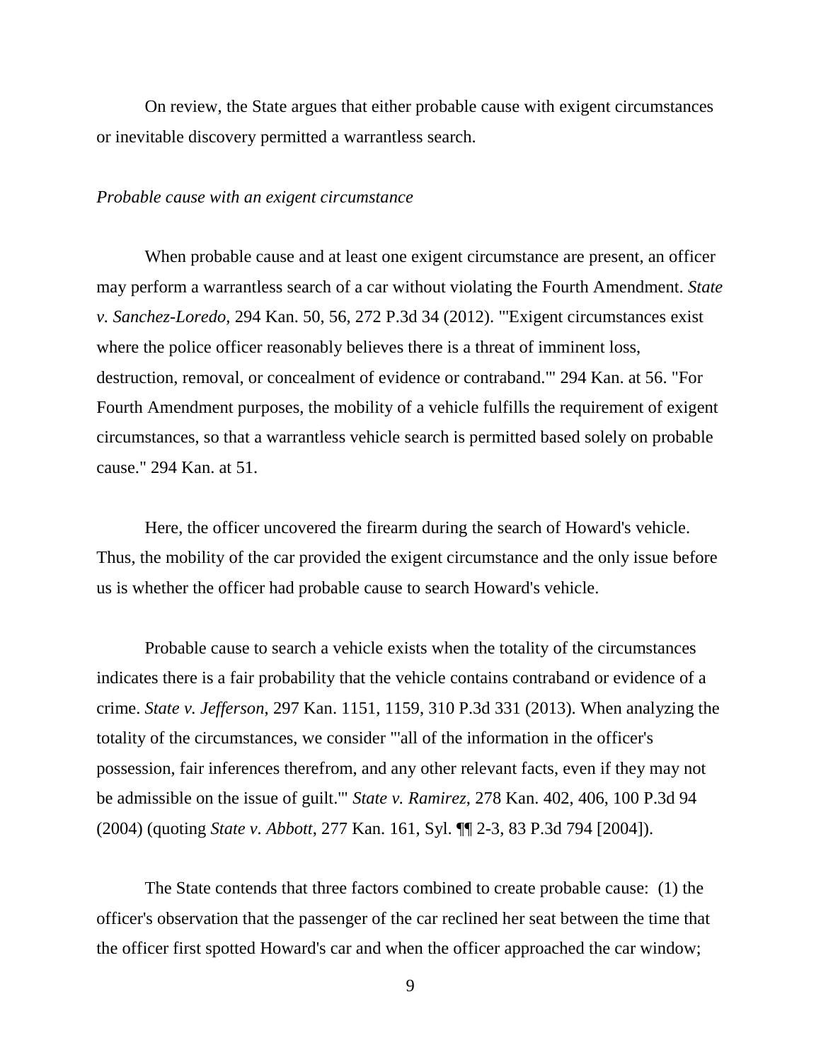On review, the State argues that either probable cause with exigent circumstances or inevitable discovery permitted a warrantless search.

*Probable cause with an exigent circumstance*

When probable cause and at least one exigent circumstance are present, an officer may perform a warrantless search of a car without violating the Fourth Amendment. *State v. Sanchez-Loredo*, 294 Kan. 50, 56, 272 P.3d 34 (2012). "'Exigent circumstances exist where the police officer reasonably believes there is a threat of imminent loss, destruction, removal, or concealment of evidence or contraband.'" 294 Kan. at 56. "For Fourth Amendment purposes, the mobility of a vehicle fulfills the requirement of exigent circumstances, so that a warrantless vehicle search is permitted based solely on probable cause." 294 Kan. at 51.

Here, the officer uncovered the firearm during the search of Howard's vehicle. Thus, the mobility of the car provided the exigent circumstance and the only issue before us is whether the officer had probable cause to search Howard's vehicle.

Probable cause to search a vehicle exists when the totality of the circumstances indicates there is a fair probability that the vehicle contains contraband or evidence of a crime. *State v. Jefferson*, 297 Kan. 1151, 1159, 310 P.3d 331 (2013). When analyzing the totality of the circumstances, we consider "'all of the information in the officer's possession, fair inferences therefrom, and any other relevant facts, even if they may not be admissible on the issue of guilt.'" *State v. Ramirez*, 278 Kan. 402, 406, 100 P.3d 94 (2004) (quoting *State v. Abbott*, 277 Kan. 161, Syl. ¶¶ 2-3, 83 P.3d 794 [2004]).

The State contends that three factors combined to create probable cause: (1) the officer's observation that the passenger of the car reclined her seat between the time that the officer first spotted Howard's car and when the officer approached the car window;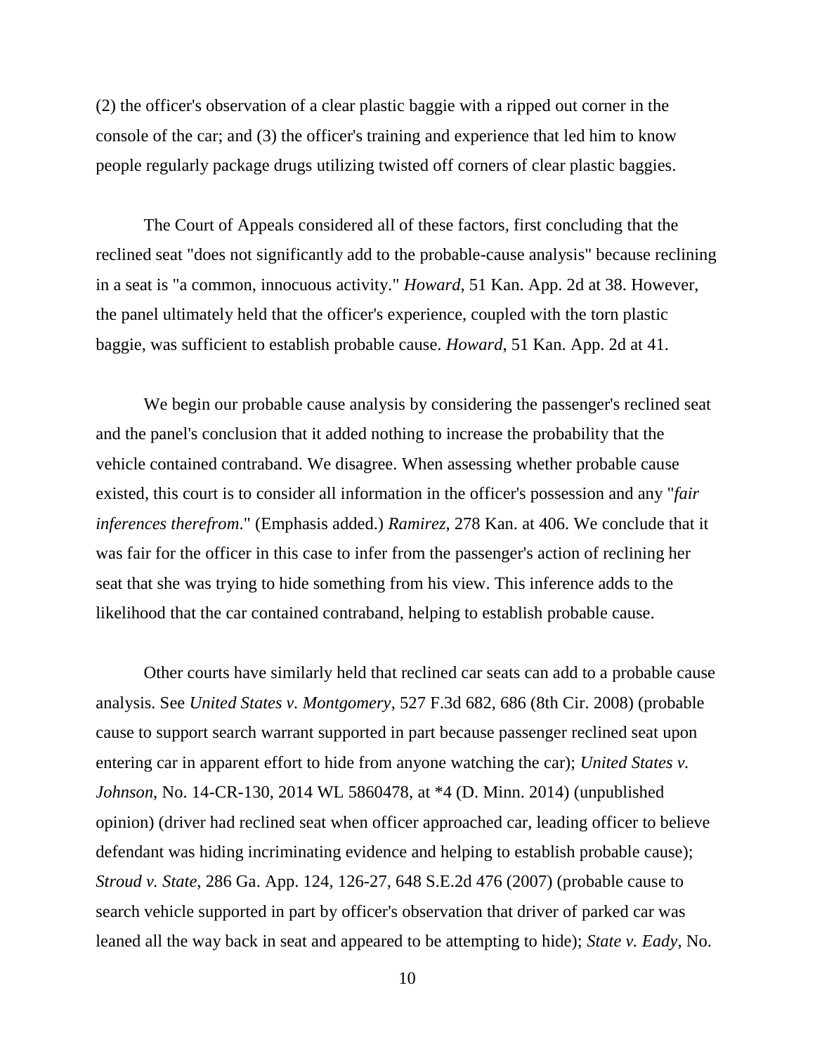(2) the officer's observation of a clear plastic baggie with a ripped out corner in the console of the car; and (3) the officer's training and experience that led him to know people regularly package drugs utilizing twisted off corners of clear plastic baggies.

The Court of Appeals considered all of these factors, first concluding that the reclined seat "does not significantly add to the probable-cause analysis" because reclining in a seat is "a common, innocuous activity." *Howard*, 51 Kan. App. 2d at 38. However, the panel ultimately held that the officer's experience, coupled with the torn plastic baggie, was sufficient to establish probable cause. *Howard*, 51 Kan. App. 2d at 41.

We begin our probable cause analysis by considering the passenger's reclined seat and the panel's conclusion that it added nothing to increase the probability that the vehicle contained contraband. We disagree. When assessing whether probable cause existed, this court is to consider all information in the officer's possession and any "*fair inferences therefrom*." (Emphasis added.) *Ramirez*, 278 Kan. at 406. We conclude that it was fair for the officer in this case to infer from the passenger's action of reclining her seat that she was trying to hide something from his view. This inference adds to the likelihood that the car contained contraband, helping to establish probable cause.

Other courts have similarly held that reclined car seats can add to a probable cause analysis. See *United States v. Montgomery*, 527 F.3d 682, 686 (8th Cir. 2008) (probable cause to support search warrant supported in part because passenger reclined seat upon entering car in apparent effort to hide from anyone watching the car); *United States v. Johnson*, No. 14-CR-130, 2014 WL 5860478, at *4 (D. Minn. 2014) (unpublished opinion) (driver had reclined seat when officer approached car, leading officer to believe defendant was hiding incriminating evidence and helping to establish probable cause); *Stroud v. State*, 286 Ga. App. 124, 126-27, 648 S.E.2d 476 (2007) (probable cause to search vehicle supported in part by officer's observation that driver of parked car was leaned all the way back in seat and appeared to be attempting to hide); *State v. Eady*, No.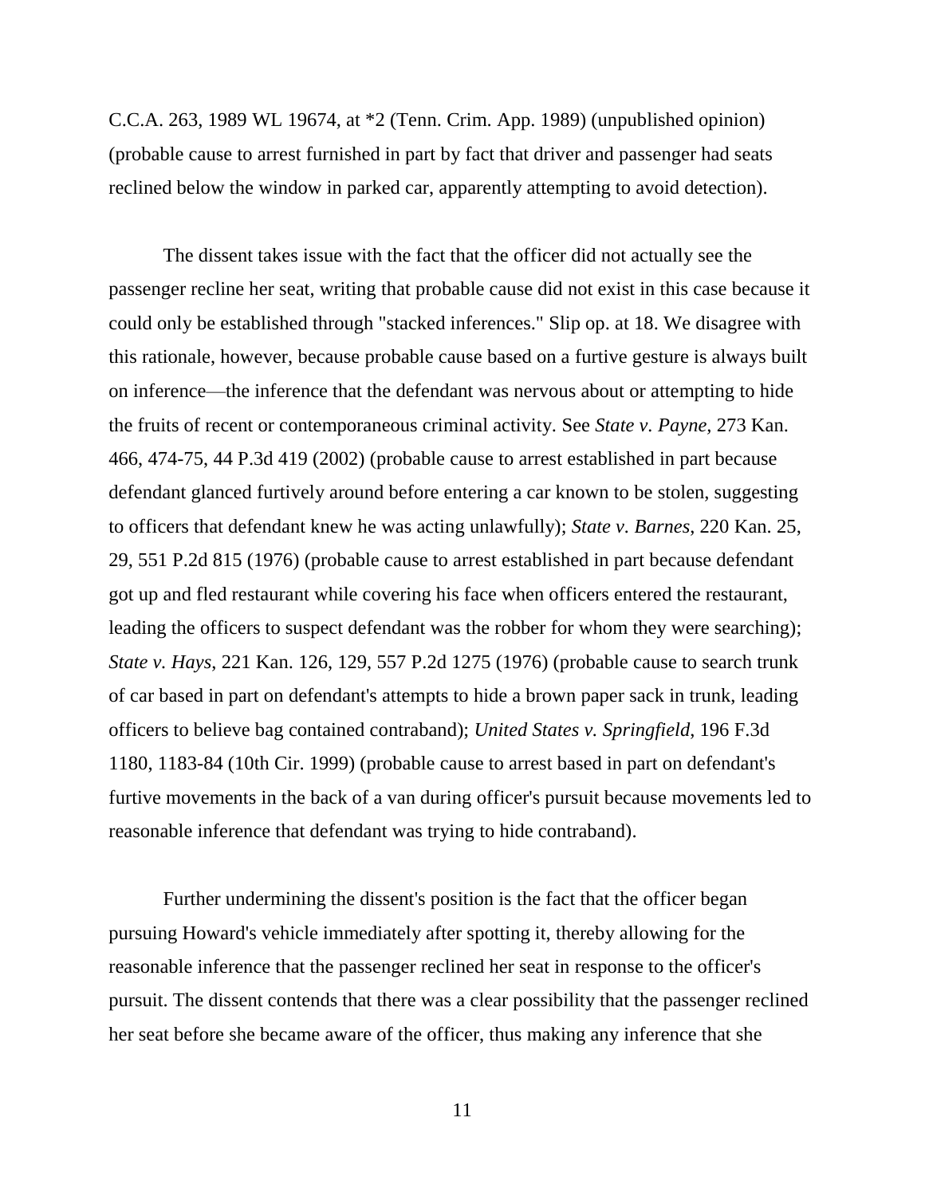C.C.A. 263, 1989 WL 19674, at *2 (Tenn. Crim. App. 1989) (unpublished opinion) (probable cause to arrest furnished in part by fact that driver and passenger had seats reclined below the window in parked car, apparently attempting to avoid detection).

The dissent takes issue with the fact that the officer did not actually see the passenger recline her seat, writing that probable cause did not exist in this case because it could only be established through "stacked inferences." Slip op. at 18. We disagree with this rationale, however, because probable cause based on a furtive gesture is always built on inference—the inference that the defendant was nervous about or attempting to hide the fruits of recent or contemporaneous criminal activity. See *State v. Payne*, 273 Kan. 466, 474-75, 44 P.3d 419 (2002) (probable cause to arrest established in part because defendant glanced furtively around before entering a car known to be stolen, suggesting to officers that defendant knew he was acting unlawfully); *State v. Barnes*, 220 Kan. 25, 29, 551 P.2d 815 (1976) (probable cause to arrest established in part because defendant got up and fled restaurant while covering his face when officers entered the restaurant, leading the officers to suspect defendant was the robber for whom they were searching); *State v. Hays*, 221 Kan. 126, 129, 557 P.2d 1275 (1976) (probable cause to search trunk of car based in part on defendant's attempts to hide a brown paper sack in trunk, leading officers to believe bag contained contraband); *United States v. Springfield*, 196 F.3d 1180, 1183-84 (10th Cir. 1999) (probable cause to arrest based in part on defendant's furtive movements in the back of a van during officer's pursuit because movements led to reasonable inference that defendant was trying to hide contraband).

Further undermining the dissent's position is the fact that the officer began pursuing Howard's vehicle immediately after spotting it, thereby allowing for the reasonable inference that the passenger reclined her seat in response to the officer's pursuit. The dissent contends that there was a clear possibility that the passenger reclined her seat before she became aware of the officer, thus making any inference that she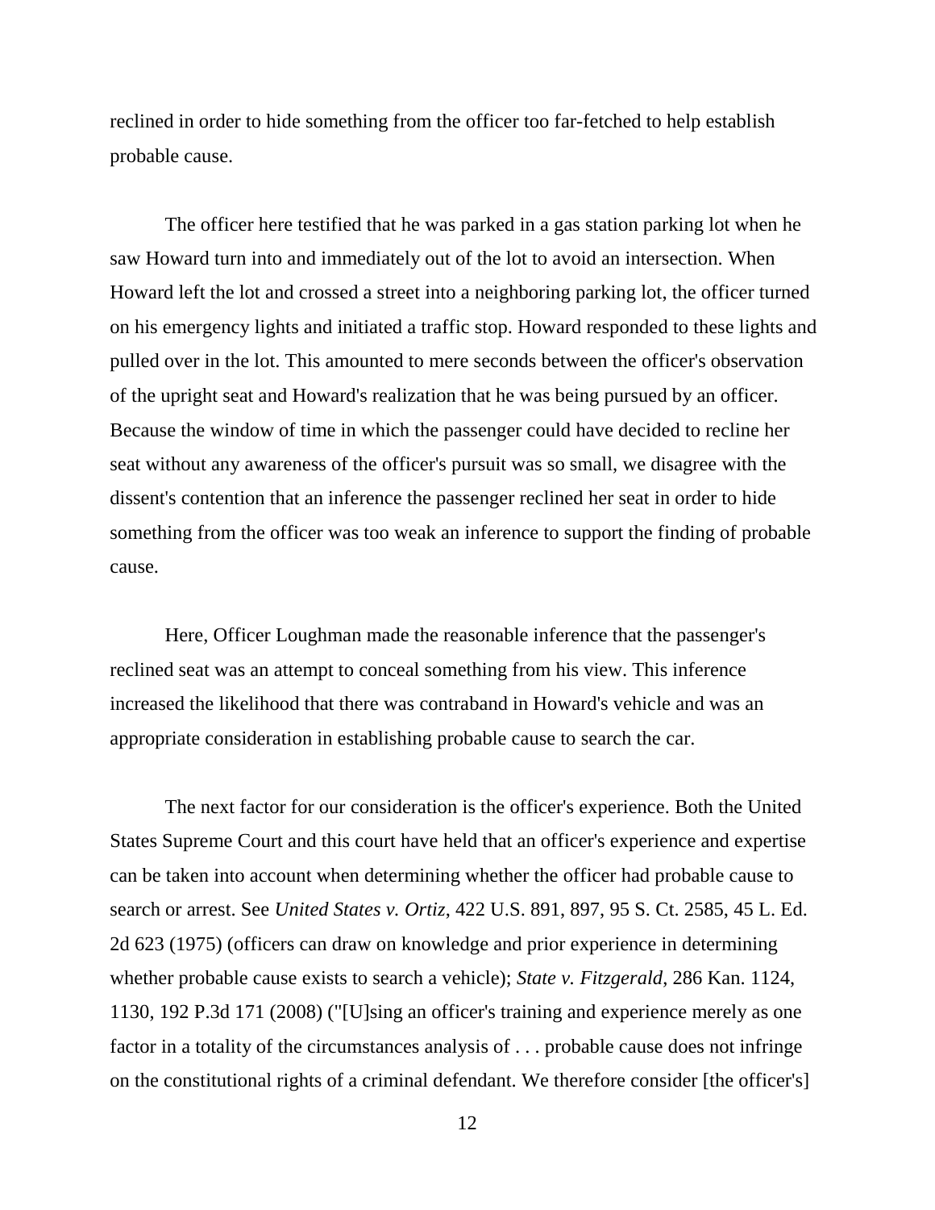reclined in order to hide something from the officer too far-fetched to help establish probable cause.

The officer here testified that he was parked in a gas station parking lot when he saw Howard turn into and immediately out of the lot to avoid an intersection. When Howard left the lot and crossed a street into a neighboring parking lot, the officer turned on his emergency lights and initiated a traffic stop. Howard responded to these lights and pulled over in the lot. This amounted to mere seconds between the officer's observation of the upright seat and Howard's realization that he was being pursued by an officer. Because the window of time in which the passenger could have decided to recline her seat without any awareness of the officer's pursuit was so small, we disagree with the dissent's contention that an inference the passenger reclined her seat in order to hide something from the officer was too weak an inference to support the finding of probable cause.

Here, Officer Loughman made the reasonable inference that the passenger's reclined seat was an attempt to conceal something from his view. This inference increased the likelihood that there was contraband in Howard's vehicle and was an appropriate consideration in establishing probable cause to search the car.

The next factor for our consideration is the officer's experience. Both the United States Supreme Court and this court have held that an officer's experience and expertise can be taken into account when determining whether the officer had probable cause to search or arrest. See *United States v. Ortiz*, 422 U.S. 891, 897, 95 S. Ct. 2585, 45 L. Ed. 2d 623 (1975) (officers can draw on knowledge and prior experience in determining whether probable cause exists to search a vehicle); *State v. Fitzgerald*, 286 Kan. 1124, 1130, 192 P.3d 171 (2008) ("[U]sing an officer's training and experience merely as one factor in a totality of the circumstances analysis of . . . probable cause does not infringe on the constitutional rights of a criminal defendant. We therefore consider [the officer's]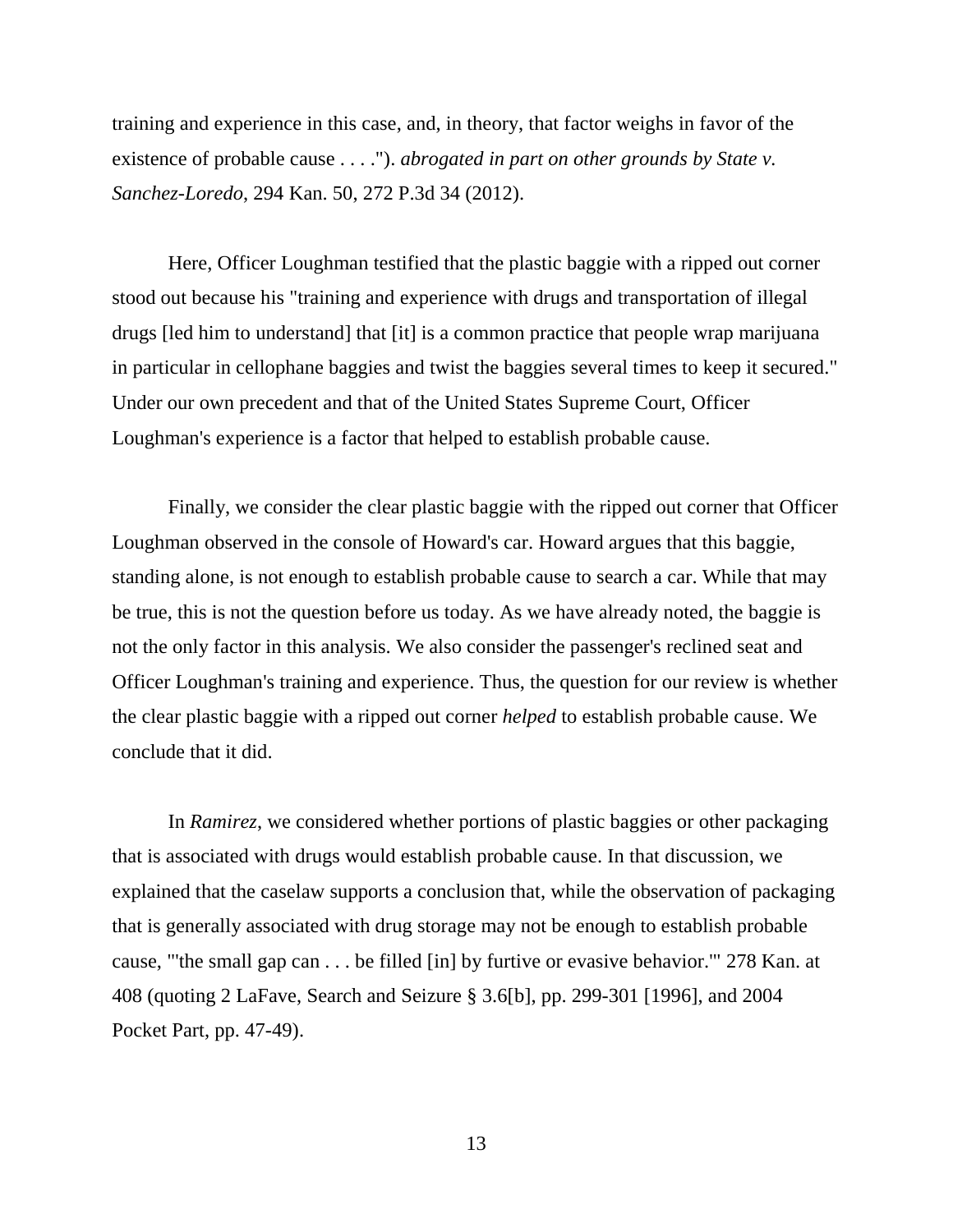training and experience in this case, and, in theory, that factor weighs in favor of the existence of probable cause . . . ."). *abrogated in part on other grounds by State v. Sanchez-Loredo*, 294 Kan. 50, 272 P.3d 34 (2012).

Here, Officer Loughman testified that the plastic baggie with a ripped out corner stood out because his "training and experience with drugs and transportation of illegal drugs [led him to understand] that [it] is a common practice that people wrap marijuana in particular in cellophane baggies and twist the baggies several times to keep it secured." Under our own precedent and that of the United States Supreme Court, Officer Loughman's experience is a factor that helped to establish probable cause.

Finally, we consider the clear plastic baggie with the ripped out corner that Officer Loughman observed in the console of Howard's car. Howard argues that this baggie, standing alone, is not enough to establish probable cause to search a car. While that may be true, this is not the question before us today. As we have already noted, the baggie is not the only factor in this analysis. We also consider the passenger's reclined seat and Officer Loughman's training and experience. Thus, the question for our review is whether the clear plastic baggie with a ripped out corner *helped* to establish probable cause. We conclude that it did.

In *Ramirez*, we considered whether portions of plastic baggies or other packaging that is associated with drugs would establish probable cause. In that discussion, we explained that the caselaw supports a conclusion that, while the observation of packaging that is generally associated with drug storage may not be enough to establish probable cause, "'the small gap can . . . be filled [in] by furtive or evasive behavior.'" 278 Kan. at 408 (quoting 2 LaFave, Search and Seizure § 3.6[b], pp. 299-301 [1996], and 2004 Pocket Part, pp. 47-49).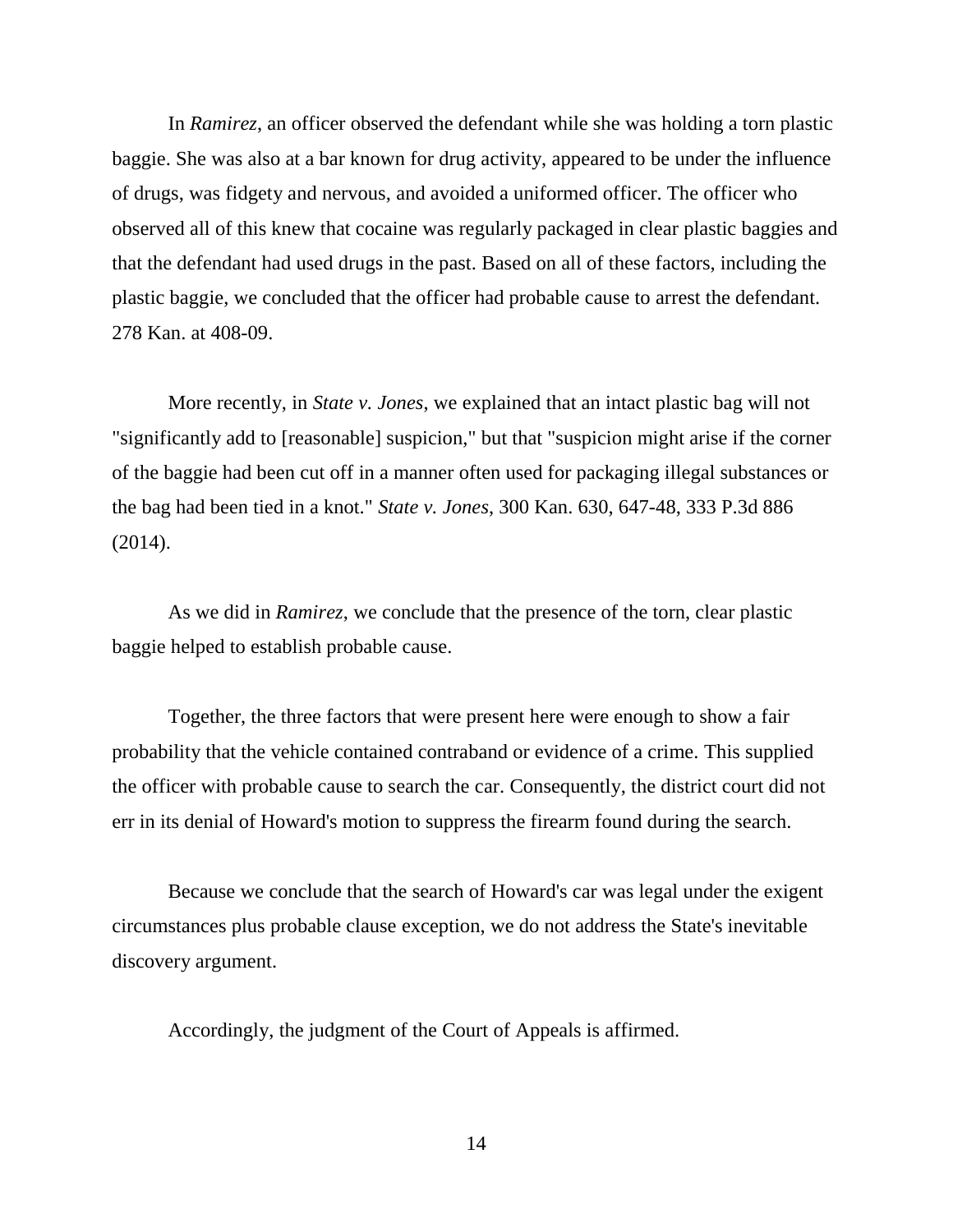In *Ramirez*, an officer observed the defendant while she was holding a torn plastic baggie. She was also at a bar known for drug activity, appeared to be under the influence of drugs, was fidgety and nervous, and avoided a uniformed officer. The officer who observed all of this knew that cocaine was regularly packaged in clear plastic baggies and that the defendant had used drugs in the past. Based on all of these factors, including the plastic baggie, we concluded that the officer had probable cause to arrest the defendant. 278 Kan. at 408-09.

More recently, in *State v. Jones*, we explained that an intact plastic bag will not "significantly add to [reasonable] suspicion," but that "suspicion might arise if the corner of the baggie had been cut off in a manner often used for packaging illegal substances or the bag had been tied in a knot." *State v. Jones*, 300 Kan. 630, 647-48, 333 P.3d 886 (2014).

As we did in *Ramirez*, we conclude that the presence of the torn, clear plastic baggie helped to establish probable cause.

Together, the three factors that were present here were enough to show a fair probability that the vehicle contained contraband or evidence of a crime. This supplied the officer with probable cause to search the car. Consequently, the district court did not err in its denial of Howard's motion to suppress the firearm found during the search.

Because we conclude that the search of Howard's car was legal under the exigent circumstances plus probable clause exception, we do not address the State's inevitable discovery argument.

Accordingly, the judgment of the Court of Appeals is affirmed.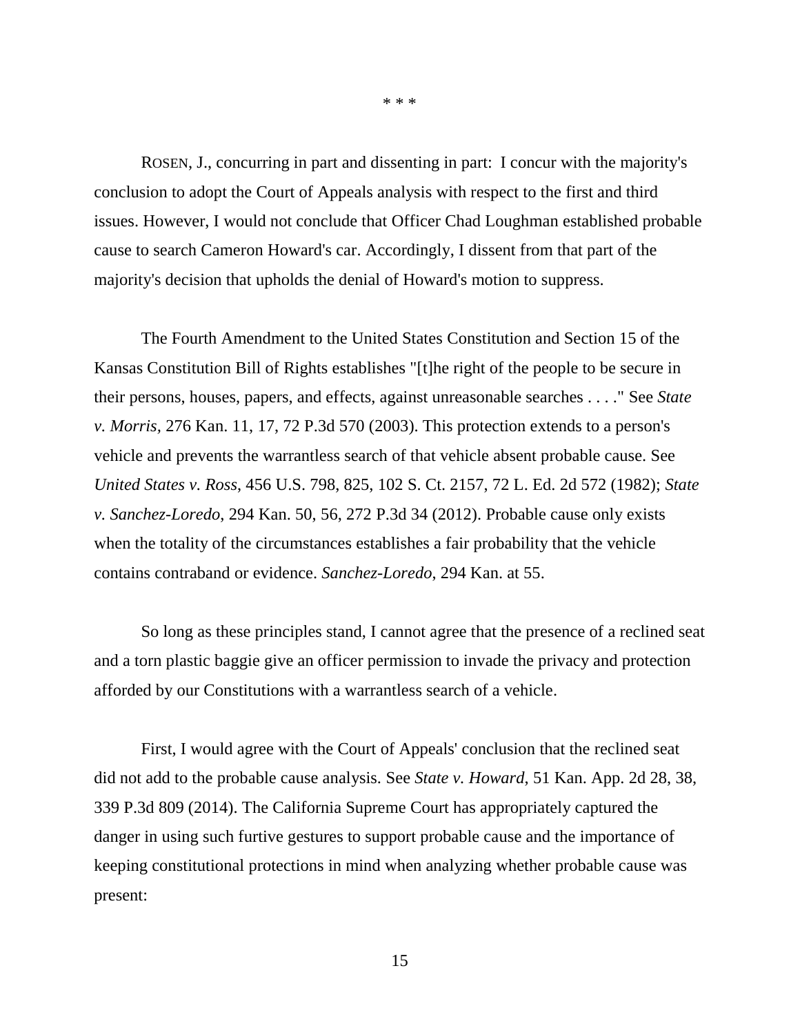\* \* \*

ROSEN, J., concurring in part and dissenting in part: I concur with the majority's conclusion to adopt the Court of Appeals analysis with respect to the first and third issues. However, I would not conclude that Officer Chad Loughman established probable cause to search Cameron Howard's car. Accordingly, I dissent from that part of the majority's decision that upholds the denial of Howard's motion to suppress.

The Fourth Amendment to the United States Constitution and Section 15 of the Kansas Constitution Bill of Rights establishes "[t]he right of the people to be secure in their persons, houses, papers, and effects, against unreasonable searches . . . ." See *State v. Morris*, 276 Kan. 11, 17, 72 P.3d 570 (2003). This protection extends to a person's vehicle and prevents the warrantless search of that vehicle absent probable cause. See *United States v. Ross*, 456 U.S. 798, 825, 102 S. Ct. 2157, 72 L. Ed. 2d 572 (1982); *State v. Sanchez-Loredo*, 294 Kan. 50, 56, 272 P.3d 34 (2012). Probable cause only exists when the totality of the circumstances establishes a fair probability that the vehicle contains contraband or evidence. *Sanchez-Loredo*, 294 Kan. at 55.

So long as these principles stand, I cannot agree that the presence of a reclined seat and a torn plastic baggie give an officer permission to invade the privacy and protection afforded by our Constitutions with a warrantless search of a vehicle.

First, I would agree with the Court of Appeals' conclusion that the reclined seat did not add to the probable cause analysis. See *State v. Howard*, 51 Kan. App. 2d 28, 38, 339 P.3d 809 (2014). The California Supreme Court has appropriately captured the danger in using such furtive gestures to support probable cause and the importance of keeping constitutional protections in mind when analyzing whether probable cause was present: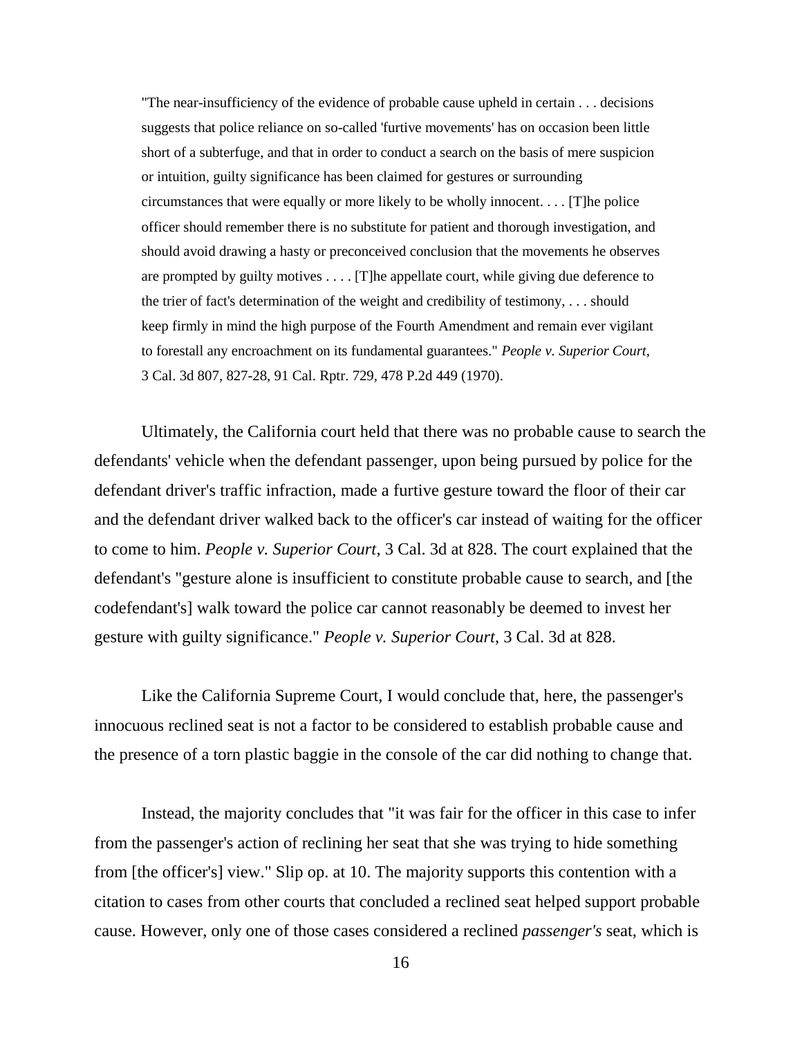> "The near-insufficiency of the evidence of probable cause upheld in certain . . . decisions suggests that police reliance on so-called 'furtive movements' has on occasion been little short of a subterfuge, and that in order to conduct a search on the basis of mere suspicion or intuition, guilty significance has been claimed for gestures or surrounding circumstances that were equally or more likely to be wholly innocent. . . . [T]he police officer should remember there is no substitute for patient and thorough investigation, and should avoid drawing a hasty or preconceived conclusion that the movements he observes are prompted by guilty motives . . . . [T]he appellate court, while giving due deference to the trier of fact's determination of the weight and credibility of testimony, . . . should keep firmly in mind the high purpose of the Fourth Amendment and remain ever vigilant to forestall any encroachment on its fundamental guarantees." *People v. Superior Court*, 3 Cal. 3d 807, 827-28, 91 Cal. Rptr. 729, 478 P.2d 449 (1970).

Ultimately, the California court held that there was no probable cause to search the defendants' vehicle when the defendant passenger, upon being pursued by police for the defendant driver's traffic infraction, made a furtive gesture toward the floor of their car and the defendant driver walked back to the officer's car instead of waiting for the officer to come to him. *People v. Superior Court*, 3 Cal. 3d at 828. The court explained that the defendant's "gesture alone is insufficient to constitute probable cause to search, and [the codefendant's] walk toward the police car cannot reasonably be deemed to invest her gesture with guilty significance." *People v. Superior Court*, 3 Cal. 3d at 828.

Like the California Supreme Court, I would conclude that, here, the passenger's innocuous reclined seat is not a factor to be considered to establish probable cause and the presence of a torn plastic baggie in the console of the car did nothing to change that.

Instead, the majority concludes that "it was fair for the officer in this case to infer from the passenger's action of reclining her seat that she was trying to hide something from [the officer's] view." Slip op. at 10. The majority supports this contention with a citation to cases from other courts that concluded a reclined seat helped support probable cause. However, only one of those cases considered a reclined *passenger's* seat, which is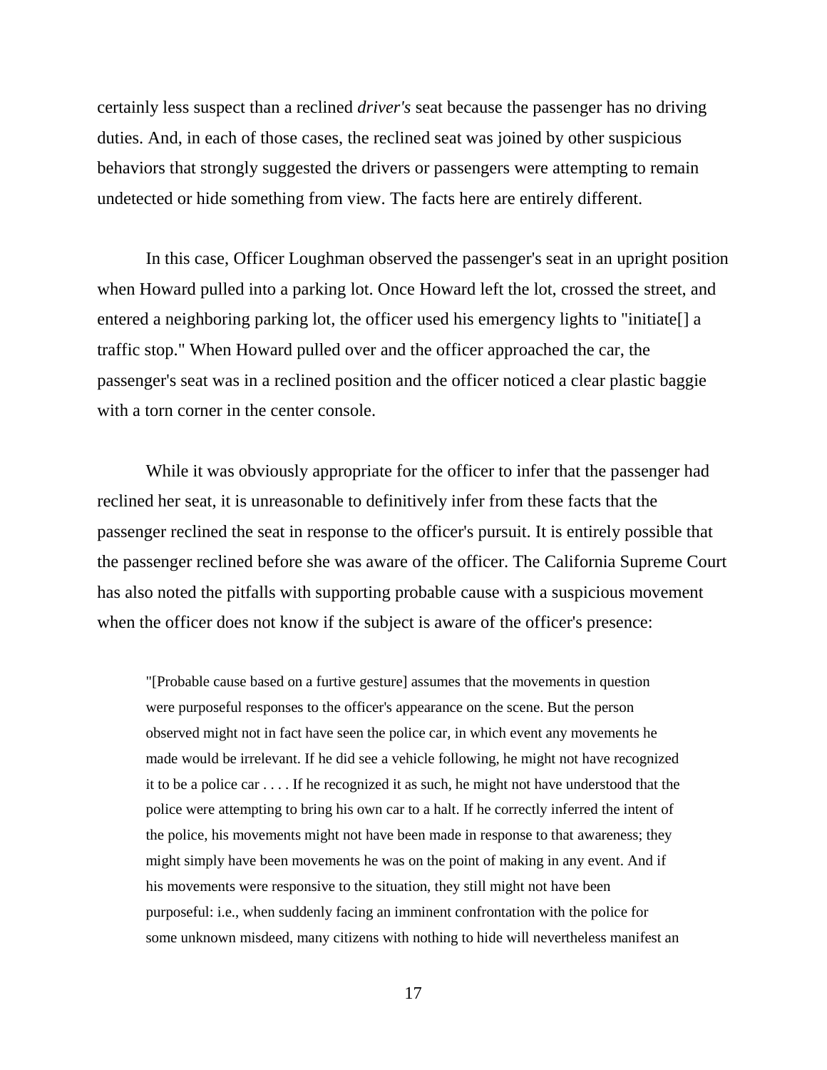certainly less suspect than a reclined *driver's* seat because the passenger has no driving duties. And, in each of those cases, the reclined seat was joined by other suspicious behaviors that strongly suggested the drivers or passengers were attempting to remain undetected or hide something from view. The facts here are entirely different.

In this case, Officer Loughman observed the passenger's seat in an upright position when Howard pulled into a parking lot. Once Howard left the lot, crossed the street, and entered a neighboring parking lot, the officer used his emergency lights to "initiate[] a traffic stop." When Howard pulled over and the officer approached the car, the passenger's seat was in a reclined position and the officer noticed a clear plastic baggie with a torn corner in the center console.

While it was obviously appropriate for the officer to infer that the passenger had reclined her seat, it is unreasonable to definitively infer from these facts that the passenger reclined the seat in response to the officer's pursuit. It is entirely possible that the passenger reclined before she was aware of the officer. The California Supreme Court has also noted the pitfalls with supporting probable cause with a suspicious movement when the officer does not know if the subject is aware of the officer's presence:

> "[Probable cause based on a furtive gesture] assumes that the movements in question were purposeful responses to the officer's appearance on the scene. But the person observed might not in fact have seen the police car, in which event any movements he made would be irrelevant. If he did see a vehicle following, he might not have recognized it to be a police car . . . . If he recognized it as such, he might not have understood that the police were attempting to bring his own car to a halt. If he correctly inferred the intent of the police, his movements might not have been made in response to that awareness; they might simply have been movements he was on the point of making in any event. And if his movements were responsive to the situation, they still might not have been purposeful: i.e., when suddenly facing an imminent confrontation with the police for some unknown misdeed, many citizens with nothing to hide will nevertheless manifest an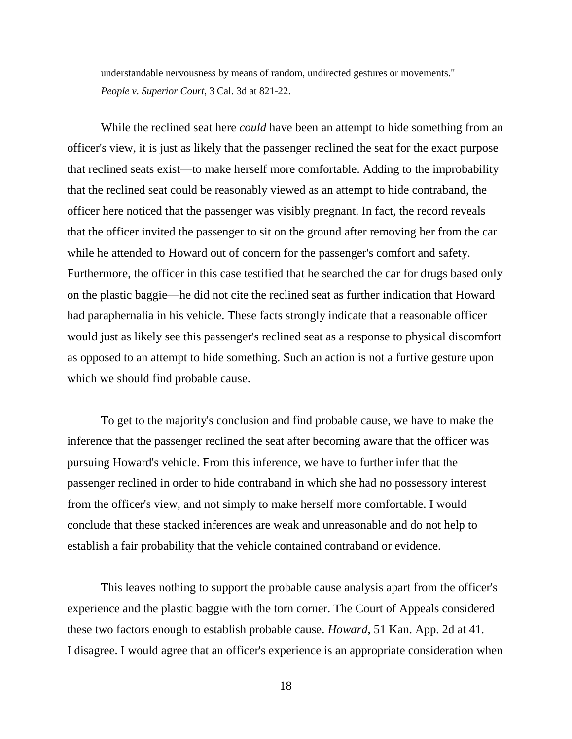understandable nervousness by means of random, undirected gestures or movements." *People v. Superior Court*, 3 Cal. 3d at 821-22.

While the reclined seat here *could* have been an attempt to hide something from an officer's view, it is just as likely that the passenger reclined the seat for the exact purpose that reclined seats exist—to make herself more comfortable. Adding to the improbability that the reclined seat could be reasonably viewed as an attempt to hide contraband, the officer here noticed that the passenger was visibly pregnant. In fact, the record reveals that the officer invited the passenger to sit on the ground after removing her from the car while he attended to Howard out of concern for the passenger's comfort and safety. Furthermore, the officer in this case testified that he searched the car for drugs based only on the plastic baggie—he did not cite the reclined seat as further indication that Howard had paraphernalia in his vehicle. These facts strongly indicate that a reasonable officer would just as likely see this passenger's reclined seat as a response to physical discomfort as opposed to an attempt to hide something. Such an action is not a furtive gesture upon which we should find probable cause.

To get to the majority's conclusion and find probable cause, we have to make the inference that the passenger reclined the seat after becoming aware that the officer was pursuing Howard's vehicle. From this inference, we have to further infer that the passenger reclined in order to hide contraband in which she had no possessory interest from the officer's view, and not simply to make herself more comfortable. I would conclude that these stacked inferences are weak and unreasonable and do not help to establish a fair probability that the vehicle contained contraband or evidence.

This leaves nothing to support the probable cause analysis apart from the officer's experience and the plastic baggie with the torn corner. The Court of Appeals considered these two factors enough to establish probable cause. *Howard*, 51 Kan. App. 2d at 41. I disagree. I would agree that an officer's experience is an appropriate consideration when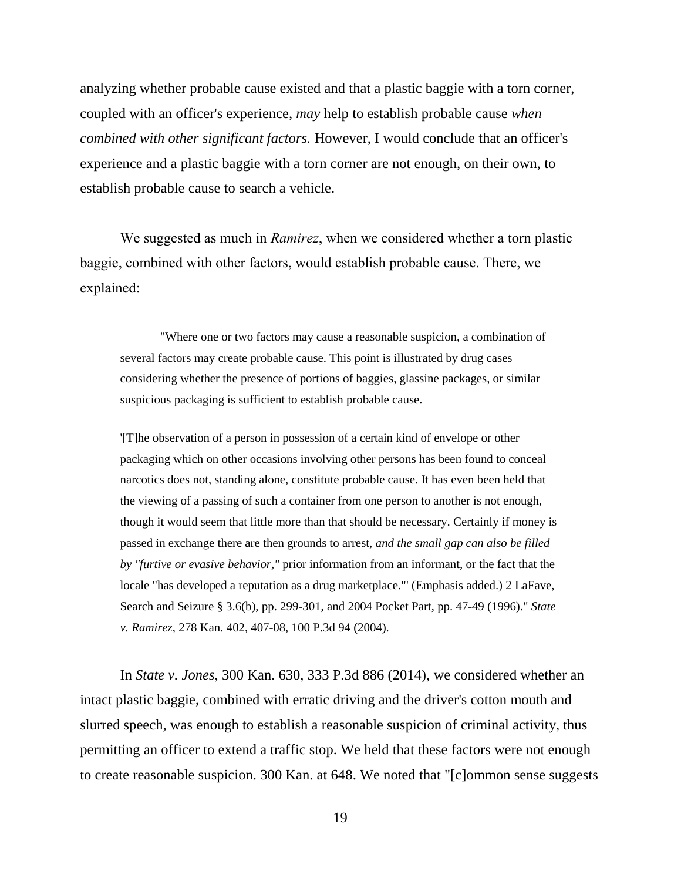analyzing whether probable cause existed and that a plastic baggie with a torn corner, coupled with an officer's experience, *may* help to establish probable cause *when combined with other significant factors.* However, I would conclude that an officer's experience and a plastic baggie with a torn corner are not enough, on their own, to establish probable cause to search a vehicle.

We suggested as much in *Ramirez*, when we considered whether a torn plastic baggie, combined with other factors, would establish probable cause. There, we explained:

> "Where one or two factors may cause a reasonable suspicion, a combination of several factors may create probable cause. This point is illustrated by drug cases considering whether the presence of portions of baggies, glassine packages, or similar suspicious packaging is sufficient to establish probable cause.
>
> '[T]he observation of a person in possession of a certain kind of envelope or other packaging which on other occasions involving other persons has been found to conceal narcotics does not, standing alone, constitute probable cause. It has even been held that the viewing of a passing of such a container from one person to another is not enough, though it would seem that little more than that should be necessary. Certainly if money is passed in exchange there are then grounds to arrest, *and the small gap can also be filled by "furtive or evasive behavior,"* prior information from an informant, or the fact that the locale "has developed a reputation as a drug marketplace."' (Emphasis added.) 2 LaFave, Search and Seizure § 3.6(b), pp. 299-301, and 2004 Pocket Part, pp. 47-49 (1996)." *State v. Ramirez*, 278 Kan. 402, 407-08, 100 P.3d 94 (2004).

In *State v. Jones*, 300 Kan. 630, 333 P.3d 886 (2014), we considered whether an intact plastic baggie, combined with erratic driving and the driver's cotton mouth and slurred speech, was enough to establish a reasonable suspicion of criminal activity, thus permitting an officer to extend a traffic stop. We held that these factors were not enough to create reasonable suspicion. 300 Kan. at 648. We noted that "[c]ommon sense suggests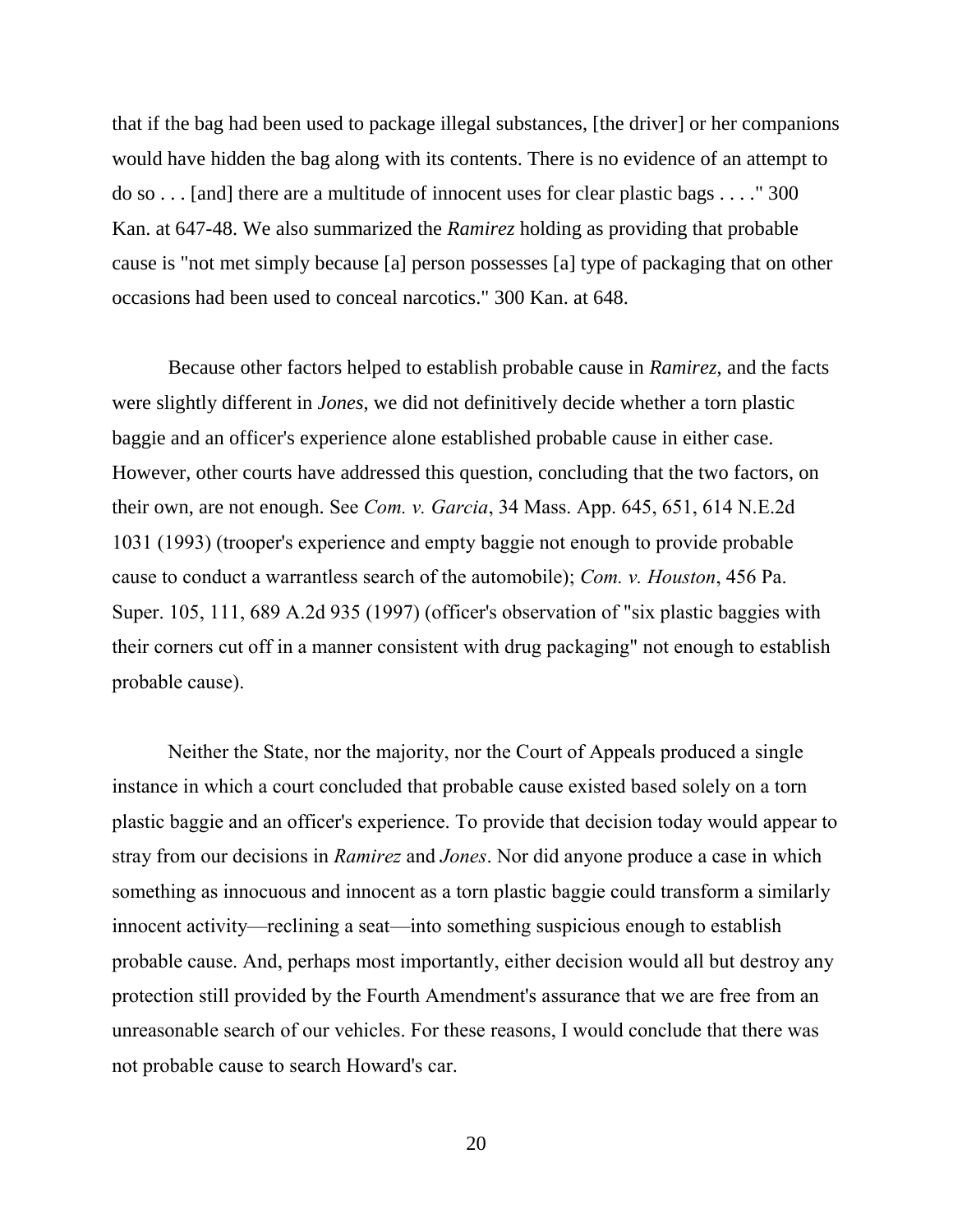that if the bag had been used to package illegal substances, [the driver] or her companions would have hidden the bag along with its contents. There is no evidence of an attempt to do so . . . [and] there are a multitude of innocent uses for clear plastic bags . . . ." 300 Kan. at 647-48. We also summarized the *Ramirez* holding as providing that probable cause is "not met simply because [a] person possesses [a] type of packaging that on other occasions had been used to conceal narcotics." 300 Kan. at 648.

Because other factors helped to establish probable cause in *Ramirez*, and the facts were slightly different in *Jones*, we did not definitively decide whether a torn plastic baggie and an officer's experience alone established probable cause in either case. However, other courts have addressed this question, concluding that the two factors, on their own, are not enough. See *Com. v. Garcia*, 34 Mass. App. 645, 651, 614 N.E.2d 1031 (1993) (trooper's experience and empty baggie not enough to provide probable cause to conduct a warrantless search of the automobile); *Com. v. Houston*, 456 Pa. Super. 105, 111, 689 A.2d 935 (1997) (officer's observation of "six plastic baggies with their corners cut off in a manner consistent with drug packaging" not enough to establish probable cause).

Neither the State, nor the majority, nor the Court of Appeals produced a single instance in which a court concluded that probable cause existed based solely on a torn plastic baggie and an officer's experience. To provide that decision today would appear to stray from our decisions in *Ramirez* and *Jones*. Nor did anyone produce a case in which something as innocuous and innocent as a torn plastic baggie could transform a similarly innocent activity—reclining a seat—into something suspicious enough to establish probable cause. And, perhaps most importantly, either decision would all but destroy any protection still provided by the Fourth Amendment's assurance that we are free from an unreasonable search of our vehicles. For these reasons, I would conclude that there was not probable cause to search Howard's car.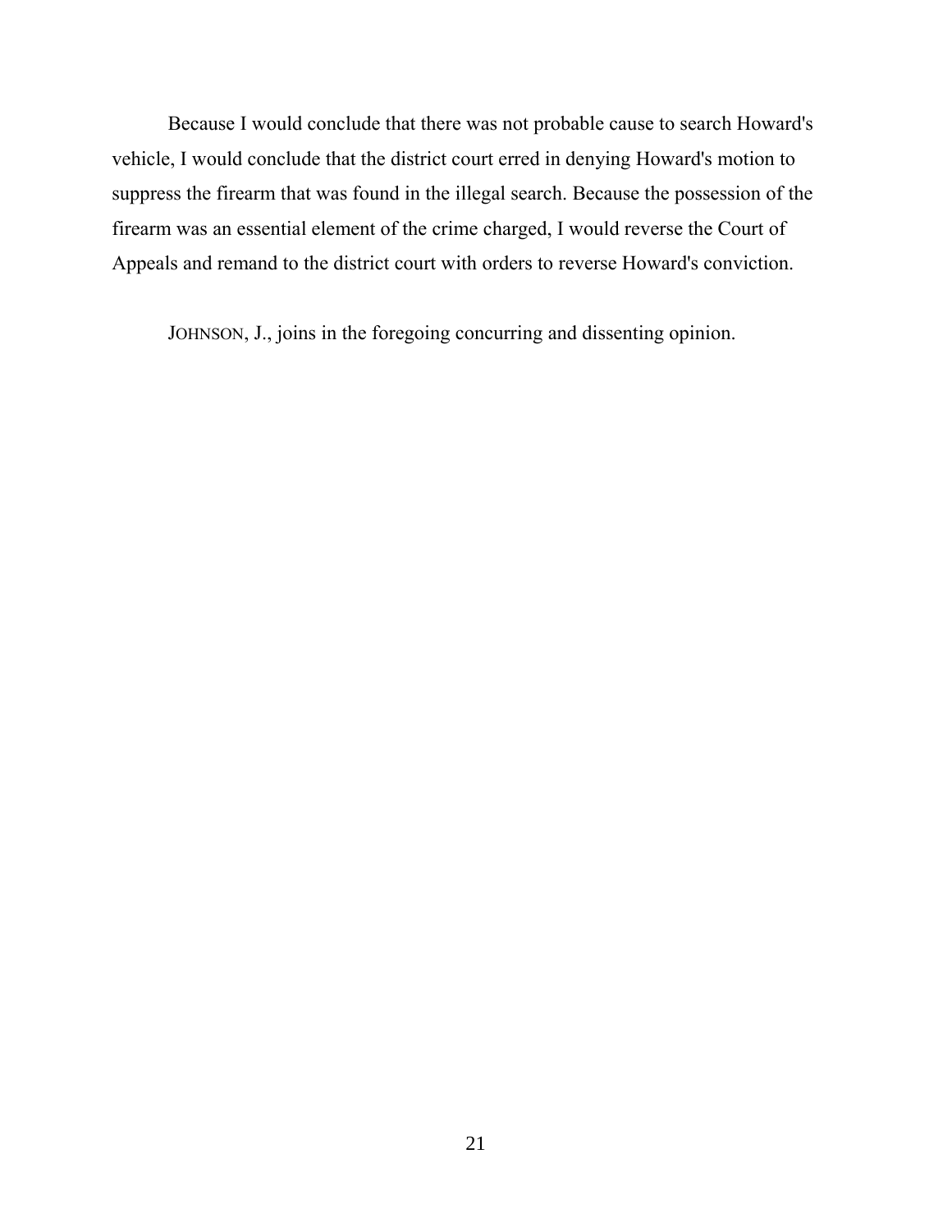Because I would conclude that there was not probable cause to search Howard's vehicle, I would conclude that the district court erred in denying Howard's motion to suppress the firearm that was found in the illegal search. Because the possession of the firearm was an essential element of the crime charged, I would reverse the Court of Appeals and remand to the district court with orders to reverse Howard's conviction.

JOHNSON, J., joins in the foregoing concurring and dissenting opinion.